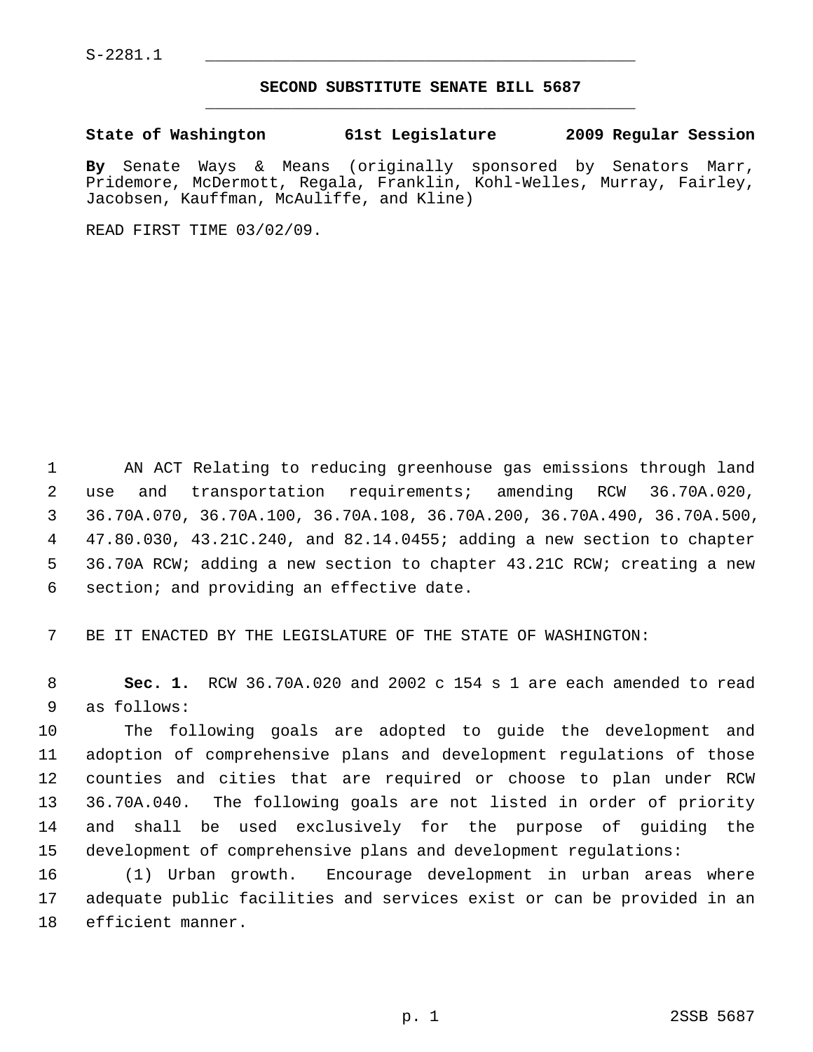S-2281.1

## SECOND SUBSTITUTE SENATE BILL 5687

**State of Washington 61st Legislature 2009 Regular Session**

**By** Senate Ways & Means (originally sponsored by Senators Marr, Pridemore, McDermott, Regala, Franklin, Kohl-Welles, Murray, Fairley, Jacobsen, Kauffman, McAuliffe, and Kline)

READ FIRST TIME 03/02/09.

AN ACT Relating to reducing greenhouse gas emissions through land use and transportation requirements; amending RCW 36.70A.020, 36.70A.070, 36.70A.100, 36.70A.108, 36.70A.200, 36.70A.490, 36.70A.500, 47.80.030, 43.21C.240, and 82.14.0455; adding a new section to chapter 36.70A RCW; adding a new section to chapter 43.21C RCW; creating a new section; and providing an effective date.

BE IT ENACTED BY THE LEGISLATURE OF THE STATE OF WASHINGTON:

**Sec. 1.** RCW 36.70A.020 and 2002 c 154 s 1 are each amended to read as follows:

The following goals are adopted to guide the development and adoption of comprehensive plans and development regulations of those counties and cities that are required or choose to plan under RCW 36.70A.040. The following goals are not listed in order of priority and shall be used exclusively for the purpose of guiding the development of comprehensive plans and development regulations:

(1) Urban growth. Encourage development in urban areas where adequate public facilities and services exist or can be provided in an efficient manner.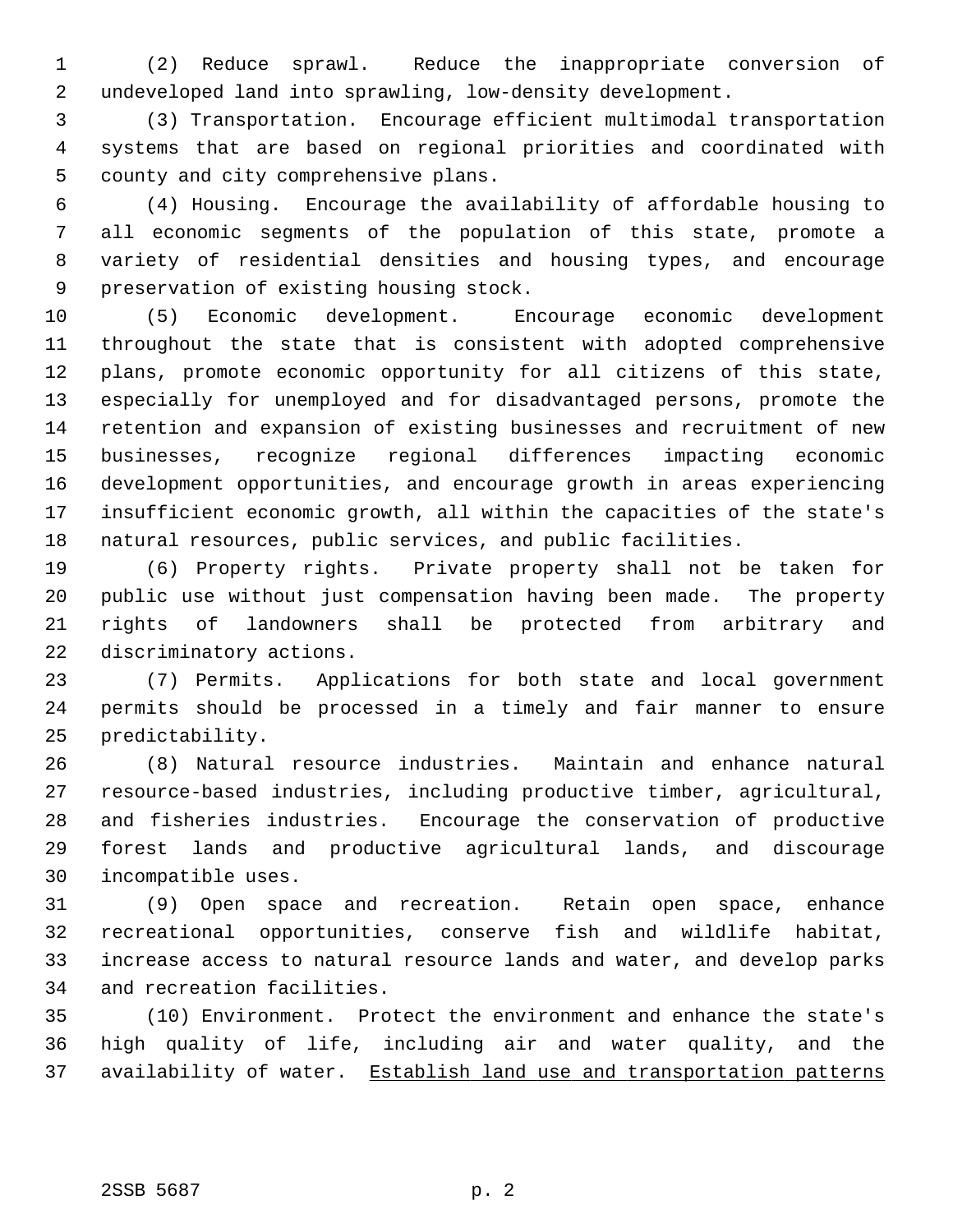(2) Reduce sprawl. Reduce the inappropriate conversion of undeveloped land into sprawling, low-density development.

(3) Transportation. Encourage efficient multimodal transportation systems that are based on regional priorities and coordinated with county and city comprehensive plans.

(4) Housing. Encourage the availability of affordable housing to all economic segments of the population of this state, promote a variety of residential densities and housing types, and encourage preservation of existing housing stock.

(5) Economic development. Encourage economic development throughout the state that is consistent with adopted comprehensive plans, promote economic opportunity for all citizens of this state, especially for unemployed and for disadvantaged persons, promote the retention and expansion of existing businesses and recruitment of new businesses, recognize regional differences impacting economic development opportunities, and encourage growth in areas experiencing insufficient economic growth, all within the capacities of the state's natural resources, public services, and public facilities.

(6) Property rights. Private property shall not be taken for public use without just compensation having been made. The property rights of landowners shall be protected from arbitrary and discriminatory actions.

(7) Permits. Applications for both state and local government permits should be processed in a timely and fair manner to ensure predictability.

(8) Natural resource industries. Maintain and enhance natural resource-based industries, including productive timber, agricultural, and fisheries industries. Encourage the conservation of productive forest lands and productive agricultural lands, and discourage incompatible uses.

(9) Open space and recreation. Retain open space, enhance recreational opportunities, conserve fish and wildlife habitat, increase access to natural resource lands and water, and develop parks and recreation facilities.

(10) Environment. Protect the environment and enhance the state's high quality of life, including air and water quality, and the availability of water. <u>Establish land use and transportation patterns</u>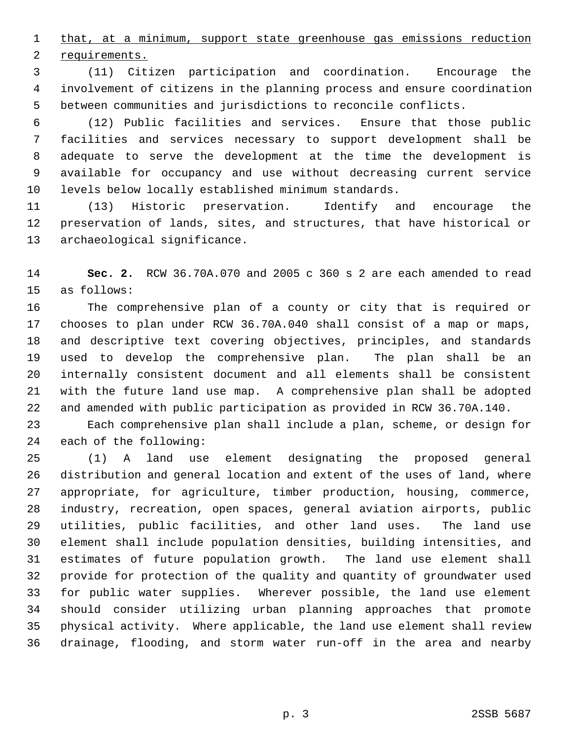<u>that, at a minimum, support state greenhouse gas emissions reduction requirements.</u>

(11) Citizen participation and coordination. Encourage the involvement of citizens in the planning process and ensure coordination between communities and jurisdictions to reconcile conflicts.

(12) Public facilities and services. Ensure that those public facilities and services necessary to support development shall be adequate to serve the development at the time the development is available for occupancy and use without decreasing current service levels below locally established minimum standards.

(13) Historic preservation. Identify and encourage the preservation of lands, sites, and structures, that have historical or archaeological significance.

**Sec. 2.** RCW 36.70A.070 and 2005 c 360 s 2 are each amended to read as follows:

The comprehensive plan of a county or city that is required or chooses to plan under RCW 36.70A.040 shall consist of a map or maps, and descriptive text covering objectives, principles, and standards used to develop the comprehensive plan. The plan shall be an internally consistent document and all elements shall be consistent with the future land use map. A comprehensive plan shall be adopted and amended with public participation as provided in RCW 36.70A.140.

Each comprehensive plan shall include a plan, scheme, or design for each of the following:

(1) A land use element designating the proposed general distribution and general location and extent of the uses of land, where appropriate, for agriculture, timber production, housing, commerce, industry, recreation, open spaces, general aviation airports, public utilities, public facilities, and other land uses. The land use element shall include population densities, building intensities, and estimates of future population growth. The land use element shall provide for protection of the quality and quantity of groundwater used for public water supplies. Wherever possible, the land use element should consider utilizing urban planning approaches that promote physical activity. Where applicable, the land use element shall review drainage, flooding, and storm water run-off in the area and nearby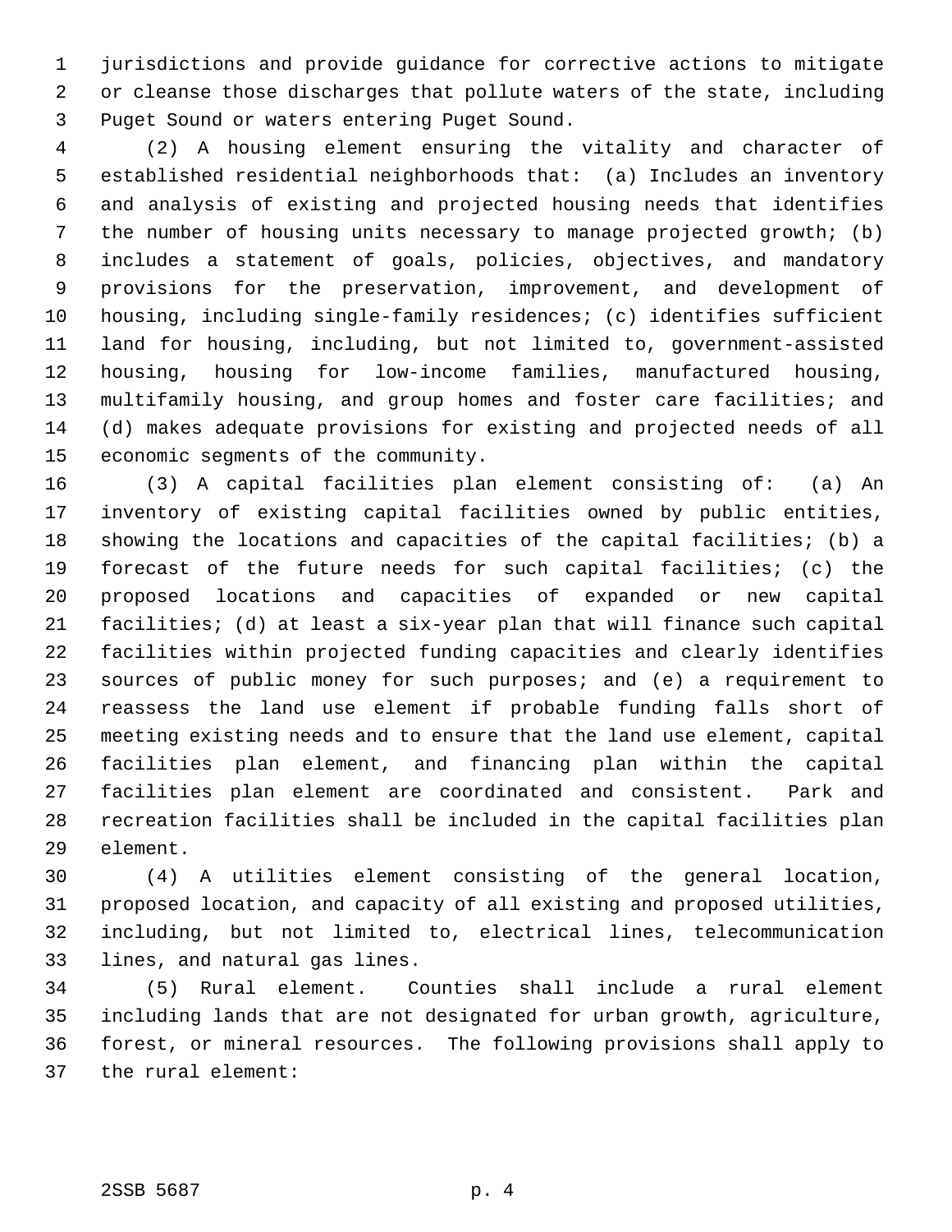jurisdictions and provide guidance for corrective actions to mitigate or cleanse those discharges that pollute waters of the state, including Puget Sound or waters entering Puget Sound.

(2) A housing element ensuring the vitality and character of established residential neighborhoods that: (a) Includes an inventory and analysis of existing and projected housing needs that identifies the number of housing units necessary to manage projected growth; (b) includes a statement of goals, policies, objectives, and mandatory provisions for the preservation, improvement, and development of housing, including single-family residences; (c) identifies sufficient land for housing, including, but not limited to, government-assisted housing, housing for low-income families, manufactured housing, multifamily housing, and group homes and foster care facilities; and (d) makes adequate provisions for existing and projected needs of all economic segments of the community.

(3) A capital facilities plan element consisting of: (a) An inventory of existing capital facilities owned by public entities, showing the locations and capacities of the capital facilities; (b) a forecast of the future needs for such capital facilities; (c) the proposed locations and capacities of expanded or new capital facilities; (d) at least a six-year plan that will finance such capital facilities within projected funding capacities and clearly identifies sources of public money for such purposes; and (e) a requirement to reassess the land use element if probable funding falls short of meeting existing needs and to ensure that the land use element, capital facilities plan element, and financing plan within the capital facilities plan element are coordinated and consistent. Park and recreation facilities shall be included in the capital facilities plan element.

(4) A utilities element consisting of the general location, proposed location, and capacity of all existing and proposed utilities, including, but not limited to, electrical lines, telecommunication lines, and natural gas lines.

(5) Rural element. Counties shall include a rural element including lands that are not designated for urban growth, agriculture, forest, or mineral resources. The following provisions shall apply to the rural element: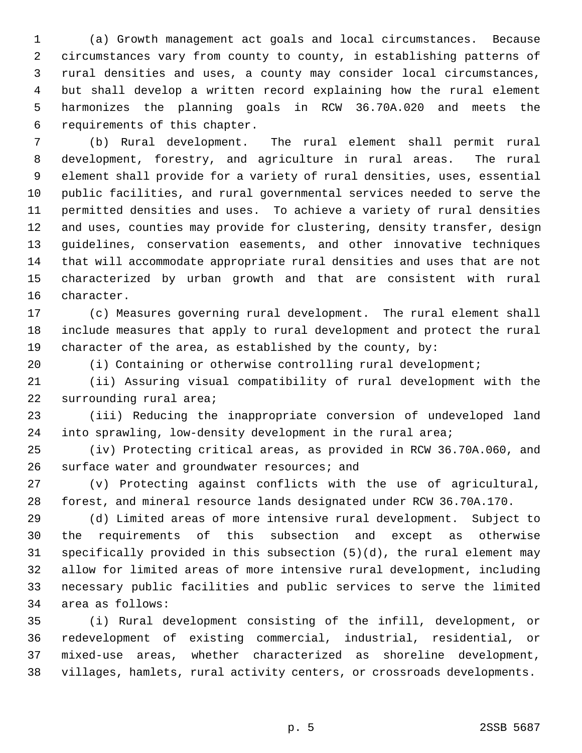(a) Growth management act goals and local circumstances. Because circumstances vary from county to county, in establishing patterns of rural densities and uses, a county may consider local circumstances, but shall develop a written record explaining how the rural element harmonizes the planning goals in RCW 36.70A.020 and meets the requirements of this chapter.

(b) Rural development. The rural element shall permit rural development, forestry, and agriculture in rural areas. The rural element shall provide for a variety of rural densities, uses, essential public facilities, and rural governmental services needed to serve the permitted densities and uses. To achieve a variety of rural densities and uses, counties may provide for clustering, density transfer, design guidelines, conservation easements, and other innovative techniques that will accommodate appropriate rural densities and uses that are not characterized by urban growth and that are consistent with rural character.

(c) Measures governing rural development. The rural element shall include measures that apply to rural development and protect the rural character of the area, as established by the county, by:

(i) Containing or otherwise controlling rural development;

(ii) Assuring visual compatibility of rural development with the surrounding rural area;

(iii) Reducing the inappropriate conversion of undeveloped land into sprawling, low-density development in the rural area;

(iv) Protecting critical areas, as provided in RCW 36.70A.060, and surface water and groundwater resources; and

(v) Protecting against conflicts with the use of agricultural, forest, and mineral resource lands designated under RCW 36.70A.170.

(d) Limited areas of more intensive rural development. Subject to the requirements of this subsection and except as otherwise specifically provided in this subsection (5)(d), the rural element may allow for limited areas of more intensive rural development, including necessary public facilities and public services to serve the limited area as follows:

(i) Rural development consisting of the infill, development, or redevelopment of existing commercial, industrial, residential, or mixed-use areas, whether characterized as shoreline development, villages, hamlets, rural activity centers, or crossroads developments.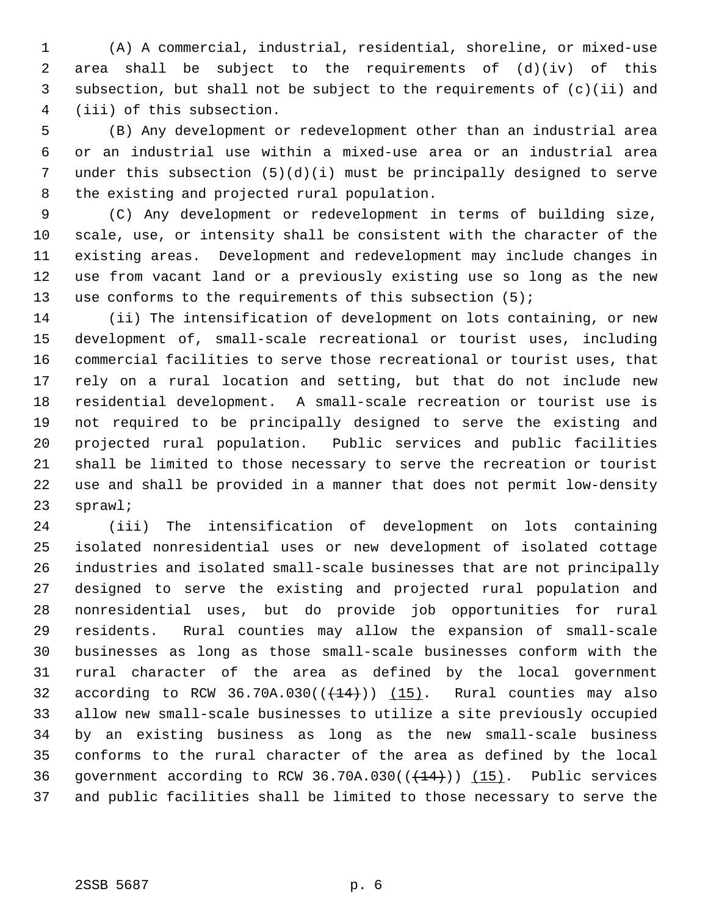(A) A commercial, industrial, residential, shoreline, or mixed-use area shall be subject to the requirements of (d)(iv) of this subsection, but shall not be subject to the requirements of (c)(ii) and (iii) of this subsection.

(B) Any development or redevelopment other than an industrial area or an industrial use within a mixed-use area or an industrial area under this subsection (5)(d)(i) must be principally designed to serve the existing and projected rural population.

(C) Any development or redevelopment in terms of building size, scale, use, or intensity shall be consistent with the character of the existing areas. Development and redevelopment may include changes in use from vacant land or a previously existing use so long as the new use conforms to the requirements of this subsection (5);

(ii) The intensification of development on lots containing, or new development of, small-scale recreational or tourist uses, including commercial facilities to serve those recreational or tourist uses, that rely on a rural location and setting, but that do not include new residential development. A small-scale recreation or tourist use is not required to be principally designed to serve the existing and projected rural population. Public services and public facilities shall be limited to those necessary to serve the recreation or tourist use and shall be provided in a manner that does not permit low-density sprawl;

(iii) The intensification of development on lots containing isolated nonresidential uses or new development of isolated cottage industries and isolated small-scale businesses that are not principally designed to serve the existing and projected rural population and nonresidential uses, but do provide job opportunities for rural residents. Rural counties may allow the expansion of small-scale businesses as long as those small-scale businesses conform with the rural character of the area as defined by the local government according to RCW 36.70A.030((~~(14)~~)) <u>(15)</u>. Rural counties may also allow new small-scale businesses to utilize a site previously occupied by an existing business as long as the new small-scale business conforms to the rural character of the area as defined by the local government according to RCW 36.70A.030((~~(14)~~)) <u>(15)</u>. Public services and public facilities shall be limited to those necessary to serve the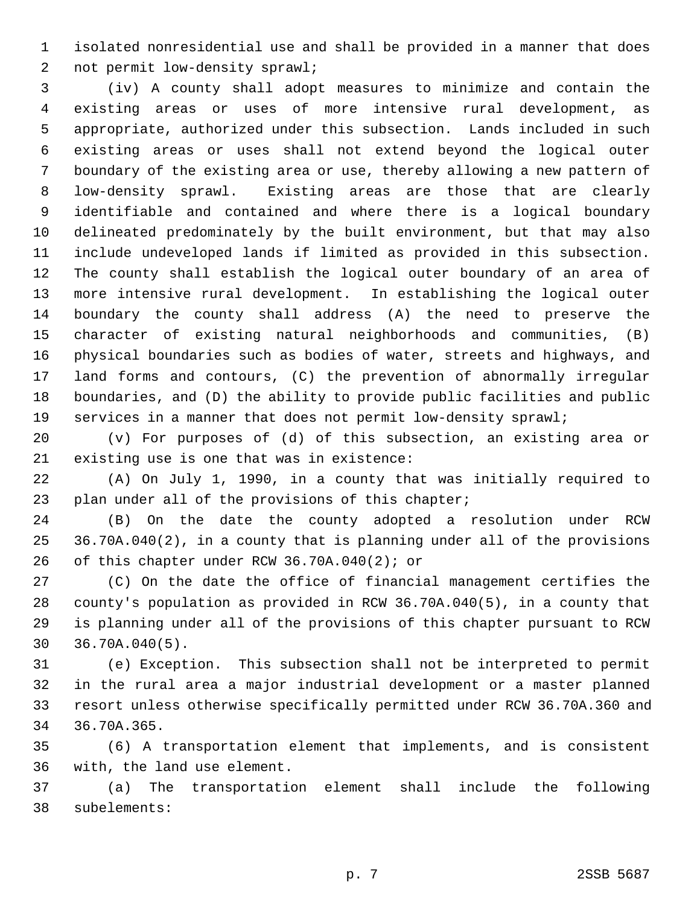isolated nonresidential use and shall be provided in a manner that does not permit low-density sprawl;

(iv) A county shall adopt measures to minimize and contain the existing areas or uses of more intensive rural development, as appropriate, authorized under this subsection. Lands included in such existing areas or uses shall not extend beyond the logical outer boundary of the existing area or use, thereby allowing a new pattern of low-density sprawl. Existing areas are those that are clearly identifiable and contained and where there is a logical boundary delineated predominately by the built environment, but that may also include undeveloped lands if limited as provided in this subsection. The county shall establish the logical outer boundary of an area of more intensive rural development. In establishing the logical outer boundary the county shall address (A) the need to preserve the character of existing natural neighborhoods and communities, (B) physical boundaries such as bodies of water, streets and highways, and land forms and contours, (C) the prevention of abnormally irregular boundaries, and (D) the ability to provide public facilities and public services in a manner that does not permit low-density sprawl;

(v) For purposes of (d) of this subsection, an existing area or existing use is one that was in existence:

(A) On July 1, 1990, in a county that was initially required to plan under all of the provisions of this chapter;

(B) On the date the county adopted a resolution under RCW 36.70A.040(2), in a county that is planning under all of the provisions of this chapter under RCW 36.70A.040(2); or

(C) On the date the office of financial management certifies the county's population as provided in RCW 36.70A.040(5), in a county that is planning under all of the provisions of this chapter pursuant to RCW 36.70A.040(5).

(e) Exception. This subsection shall not be interpreted to permit in the rural area a major industrial development or a master planned resort unless otherwise specifically permitted under RCW 36.70A.360 and 36.70A.365.

(6) A transportation element that implements, and is consistent with, the land use element.

(a) The transportation element shall include the following subelements: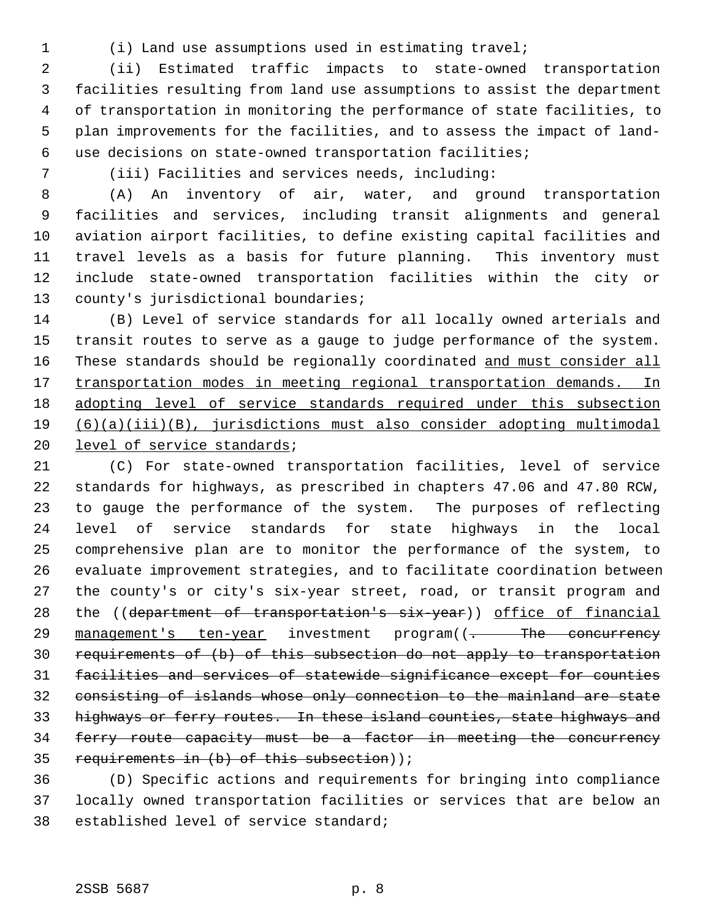(i) Land use assumptions used in estimating travel;

(ii) Estimated traffic impacts to state-owned transportation facilities resulting from land use assumptions to assist the department of transportation in monitoring the performance of state facilities, to plan improvements for the facilities, and to assess the impact of land-use decisions on state-owned transportation facilities;

(iii) Facilities and services needs, including:

(A) An inventory of air, water, and ground transportation facilities and services, including transit alignments and general aviation airport facilities, to define existing capital facilities and travel levels as a basis for future planning. This inventory must include state-owned transportation facilities within the city or county's jurisdictional boundaries;

(B) Level of service standards for all locally owned arterials and transit routes to serve as a gauge to judge performance of the system. These standards should be regionally coordinated <u>and must consider all transportation modes in meeting regional transportation demands. In adopting level of service standards required under this subsection (6)(a)(iii)(B), jurisdictions must also consider adopting multimodal level of service standards</u>;

(C) For state-owned transportation facilities, level of service standards for highways, as prescribed in chapters 47.06 and 47.80 RCW, to gauge the performance of the system. The purposes of reflecting level of service standards for state highways in the local comprehensive plan are to monitor the performance of the system, to evaluate improvement strategies, and to facilitate coordination between the county's or city's six-year street, road, or transit program and the ((~~department of transportation's six-year~~)) <u>office of financial management's ten-year</u> investment program((~~. The concurrency requirements of (b) of this subsection do not apply to transportation facilities and services of statewide significance except for counties consisting of islands whose only connection to the mainland are state highways or ferry routes. In these island counties, state highways and ferry route capacity must be a factor in meeting the concurrency requirements in (b) of this subsection~~));

(D) Specific actions and requirements for bringing into compliance locally owned transportation facilities or services that are below an established level of service standard;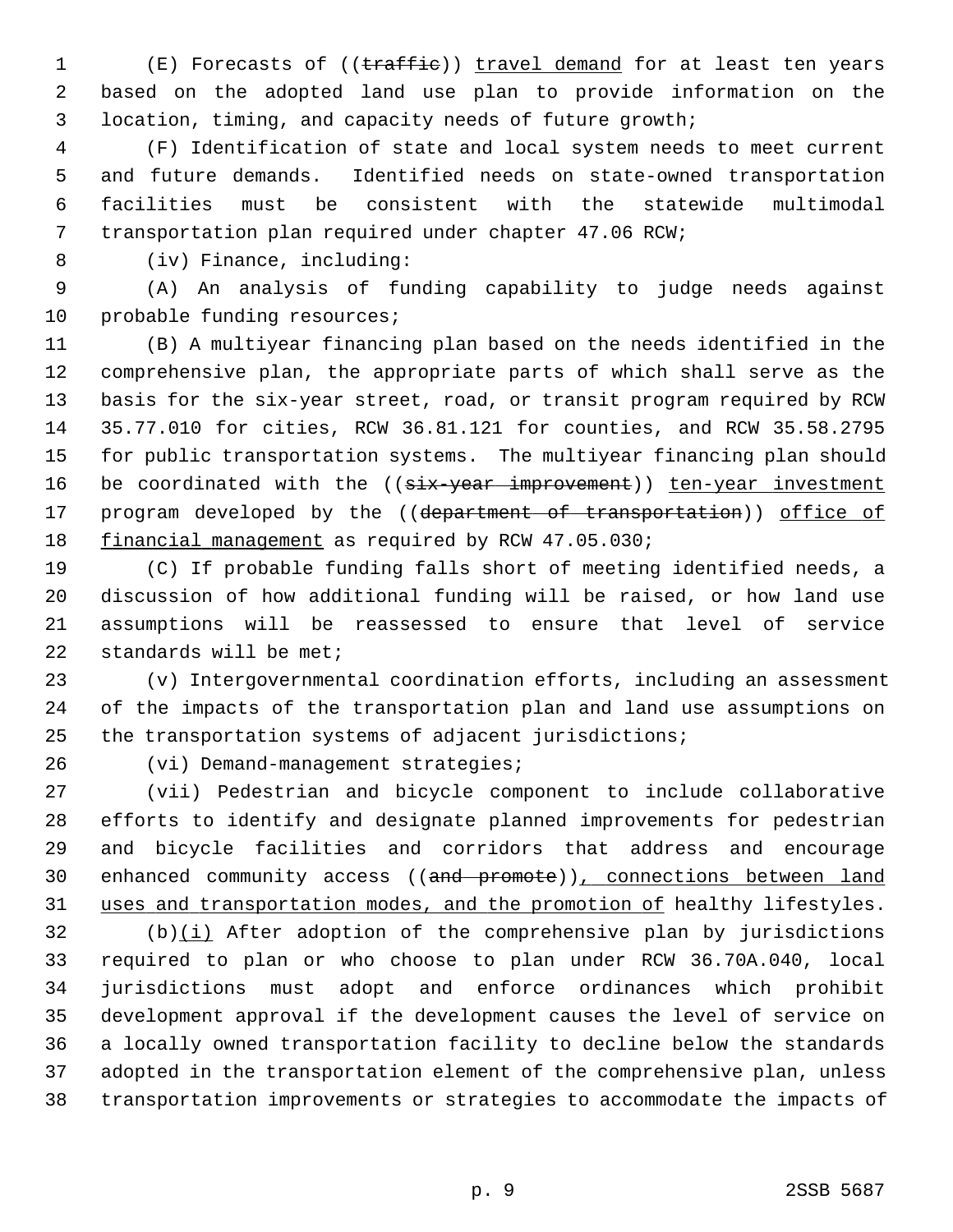(E) Forecasts of ((~~traffic~~)) <u>travel demand</u> for at least ten years based on the adopted land use plan to provide information on the location, timing, and capacity needs of future growth;

(F) Identification of state and local system needs to meet current and future demands. Identified needs on state-owned transportation facilities must be consistent with the statewide multimodal transportation plan required under chapter 47.06 RCW;

(iv) Finance, including:

(A) An analysis of funding capability to judge needs against probable funding resources;

(B) A multiyear financing plan based on the needs identified in the comprehensive plan, the appropriate parts of which shall serve as the basis for the six-year street, road, or transit program required by RCW 35.77.010 for cities, RCW 36.81.121 for counties, and RCW 35.58.2795 for public transportation systems. The multiyear financing plan should be coordinated with the ((~~six-year improvement~~)) <u>ten-year investment</u> program developed by the ((~~department of transportation~~)) <u>office of financial management</u> as required by RCW 47.05.030;

(C) If probable funding falls short of meeting identified needs, a discussion of how additional funding will be raised, or how land use assumptions will be reassessed to ensure that level of service standards will be met;

(v) Intergovernmental coordination efforts, including an assessment of the impacts of the transportation plan and land use assumptions on the transportation systems of adjacent jurisdictions;

(vi) Demand-management strategies;

(vii) Pedestrian and bicycle component to include collaborative efforts to identify and designate planned improvements for pedestrian and bicycle facilities and corridors that address and encourage enhanced community access ((~~and promote~~))<u>, connections between land uses and transportation modes, and the promotion of</u> healthy lifestyles.

(b)<u>(i)</u> After adoption of the comprehensive plan by jurisdictions required to plan or who choose to plan under RCW 36.70A.040, local jurisdictions must adopt and enforce ordinances which prohibit development approval if the development causes the level of service on a locally owned transportation facility to decline below the standards adopted in the transportation element of the comprehensive plan, unless transportation improvements or strategies to accommodate the impacts of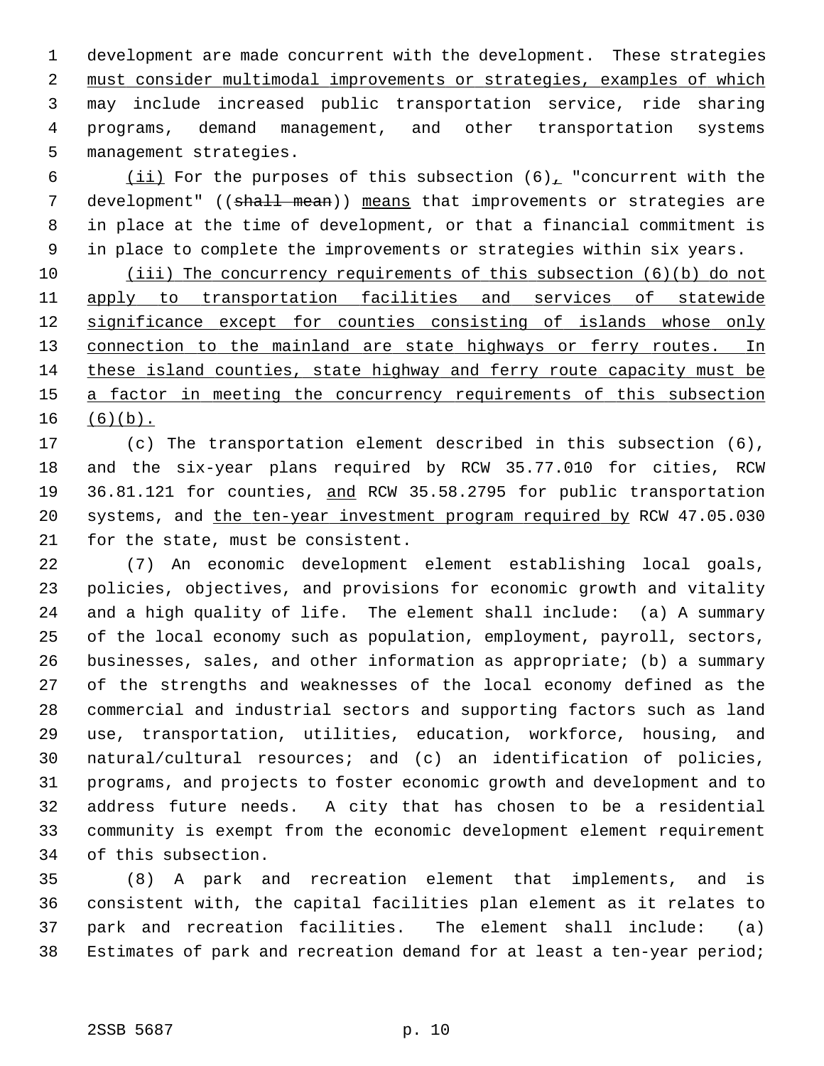development are made concurrent with the development. These strategies must consider multimodal improvements or strategies, examples of which may include increased public transportation service, ride sharing programs, demand management, and other transportation systems management strategies.

(ii) For the purposes of this subsection (6), "concurrent with the development" ((~~shall mean~~)) means that improvements or strategies are in place at the time of development, or that a financial commitment is in place to complete the improvements or strategies within six years.

(iii) The concurrency requirements of this subsection (6)(b) do not apply to transportation facilities and services of statewide significance except for counties consisting of islands whose only connection to the mainland are state highways or ferry routes. In these island counties, state highway and ferry route capacity must be a factor in meeting the concurrency requirements of this subsection (6)(b).

(c) The transportation element described in this subsection (6), and the six-year plans required by RCW 35.77.010 for cities, RCW 36.81.121 for counties, and RCW 35.58.2795 for public transportation systems, and the ten-year investment program required by RCW 47.05.030 for the state, must be consistent.

(7) An economic development element establishing local goals, policies, objectives, and provisions for economic growth and vitality and a high quality of life. The element shall include: (a) A summary of the local economy such as population, employment, payroll, sectors, businesses, sales, and other information as appropriate; (b) a summary of the strengths and weaknesses of the local economy defined as the commercial and industrial sectors and supporting factors such as land use, transportation, utilities, education, workforce, housing, and natural/cultural resources; and (c) an identification of policies, programs, and projects to foster economic growth and development and to address future needs. A city that has chosen to be a residential community is exempt from the economic development element requirement of this subsection.

(8) A park and recreation element that implements, and is consistent with, the capital facilities plan element as it relates to park and recreation facilities. The element shall include: (a) Estimates of park and recreation demand for at least a ten-year period;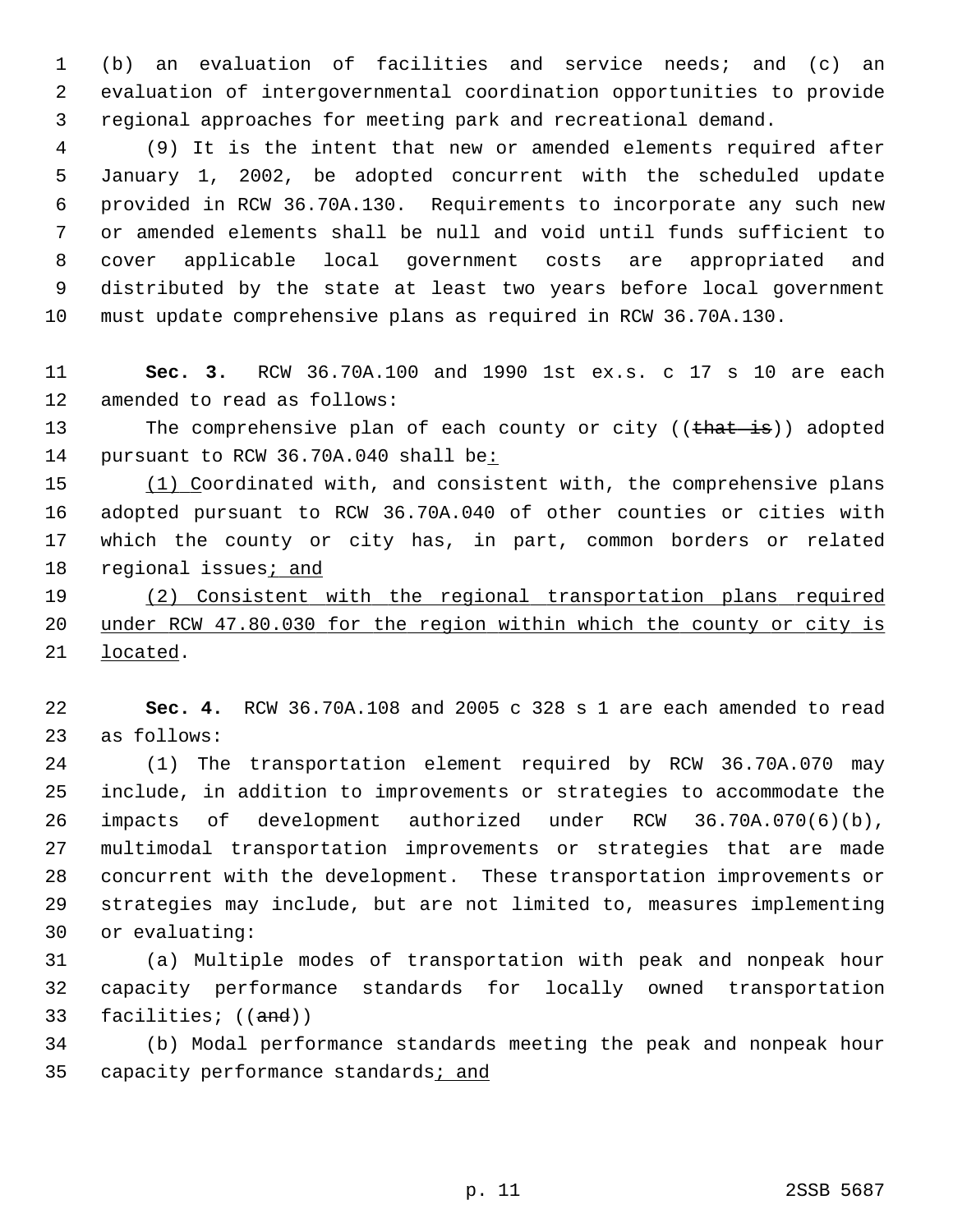(b) an evaluation of facilities and service needs; and (c) an evaluation of intergovernmental coordination opportunities to provide regional approaches for meeting park and recreational demand.

(9) It is the intent that new or amended elements required after January 1, 2002, be adopted concurrent with the scheduled update provided in RCW 36.70A.130. Requirements to incorporate any such new or amended elements shall be null and void until funds sufficient to cover applicable local government costs are appropriated and distributed by the state at least two years before local government must update comprehensive plans as required in RCW 36.70A.130.

**Sec. 3.** RCW 36.70A.100 and 1990 1st ex.s. c 17 s 10 are each amended to read as follows:

The comprehensive plan of each county or city ((~~that is~~)) adopted pursuant to RCW 36.70A.040 shall be<u>:</u>

<u>(1) C</u>oordinated with, and consistent with, the comprehensive plans adopted pursuant to RCW 36.70A.040 of other counties or cities with which the county or city has, in part, common borders or related regional issues<u>; and</u>

<u>(2) Consistent with the regional transportation plans required under RCW 47.80.030 for the region within which the county or city is located</u>.

**Sec. 4.** RCW 36.70A.108 and 2005 c 328 s 1 are each amended to read as follows:

(1) The transportation element required by RCW 36.70A.070 may include, in addition to improvements or strategies to accommodate the impacts of development authorized under RCW 36.70A.070(6)(b), multimodal transportation improvements or strategies that are made concurrent with the development. These transportation improvements or strategies may include, but are not limited to, measures implementing or evaluating:

(a) Multiple modes of transportation with peak and nonpeak hour capacity performance standards for locally owned transportation facilities; ((~~and~~))

(b) Modal performance standards meeting the peak and nonpeak hour capacity performance standards<u>; and</u>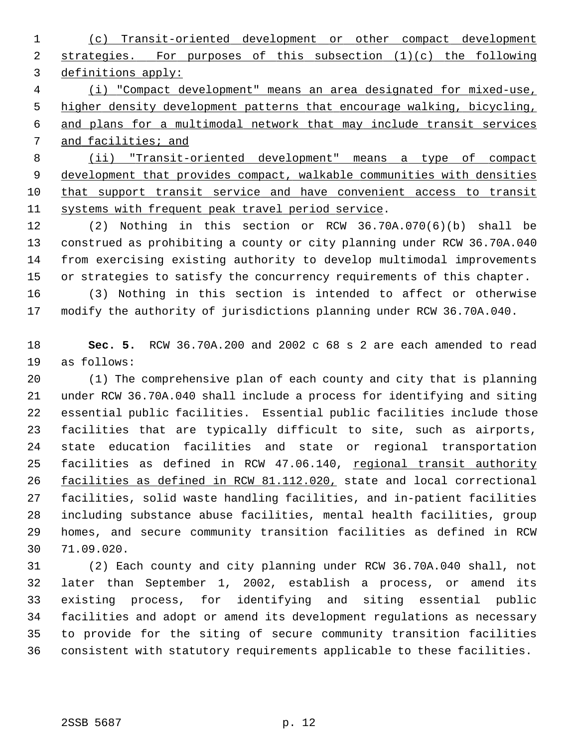(c) Transit-oriented development or other compact development strategies. For purposes of this subsection (1)(c) the following definitions apply:

(i) "Compact development" means an area designated for mixed-use, higher density development patterns that encourage walking, bicycling, and plans for a multimodal network that may include transit services and facilities; and

(ii) "Transit-oriented development" means a type of compact development that provides compact, walkable communities with densities that support transit service and have convenient access to transit systems with frequent peak travel period service.

(2) Nothing in this section or RCW 36.70A.070(6)(b) shall be construed as prohibiting a county or city planning under RCW 36.70A.040 from exercising existing authority to develop multimodal improvements or strategies to satisfy the concurrency requirements of this chapter.

(3) Nothing in this section is intended to affect or otherwise modify the authority of jurisdictions planning under RCW 36.70A.040.

**Sec. 5.** RCW 36.70A.200 and 2002 c 68 s 2 are each amended to read as follows:

(1) The comprehensive plan of each county and city that is planning under RCW 36.70A.040 shall include a process for identifying and siting essential public facilities. Essential public facilities include those facilities that are typically difficult to site, such as airports, state education facilities and state or regional transportation facilities as defined in RCW 47.06.140, regional transit authority facilities as defined in RCW 81.112.020, state and local correctional facilities, solid waste handling facilities, and in-patient facilities including substance abuse facilities, mental health facilities, group homes, and secure community transition facilities as defined in RCW 71.09.020.

(2) Each county and city planning under RCW 36.70A.040 shall, not later than September 1, 2002, establish a process, or amend its existing process, for identifying and siting essential public facilities and adopt or amend its development regulations as necessary to provide for the siting of secure community transition facilities consistent with statutory requirements applicable to these facilities.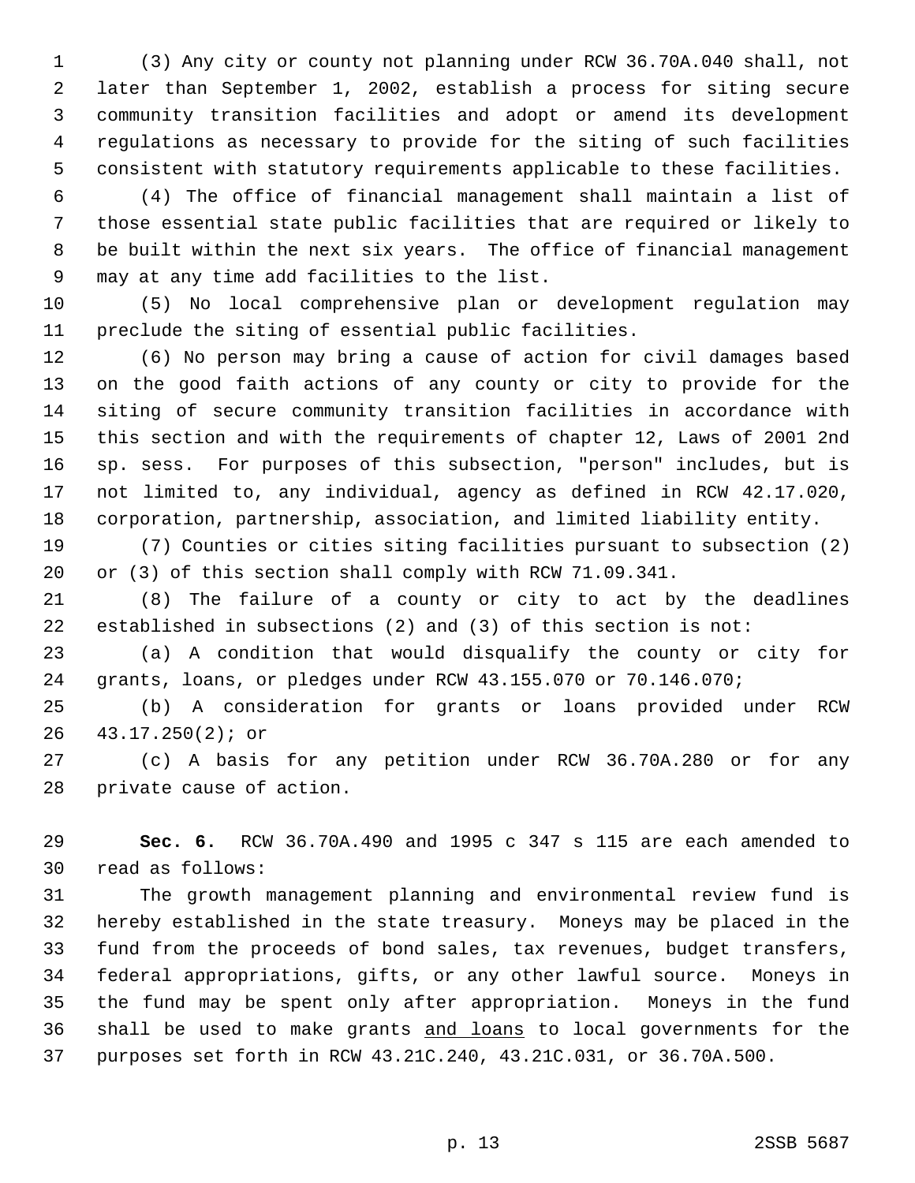(3) Any city or county not planning under RCW 36.70A.040 shall, not later than September 1, 2002, establish a process for siting secure community transition facilities and adopt or amend its development regulations as necessary to provide for the siting of such facilities consistent with statutory requirements applicable to these facilities.

(4) The office of financial management shall maintain a list of those essential state public facilities that are required or likely to be built within the next six years. The office of financial management may at any time add facilities to the list.

(5) No local comprehensive plan or development regulation may preclude the siting of essential public facilities.

(6) No person may bring a cause of action for civil damages based on the good faith actions of any county or city to provide for the siting of secure community transition facilities in accordance with this section and with the requirements of chapter 12, Laws of 2001 2nd sp. sess. For purposes of this subsection, "person" includes, but is not limited to, any individual, agency as defined in RCW 42.17.020, corporation, partnership, association, and limited liability entity.

(7) Counties or cities siting facilities pursuant to subsection (2) or (3) of this section shall comply with RCW 71.09.341.

(8) The failure of a county or city to act by the deadlines established in subsections (2) and (3) of this section is not:

(a) A condition that would disqualify the county or city for grants, loans, or pledges under RCW 43.155.070 or 70.146.070;

(b) A consideration for grants or loans provided under RCW 43.17.250(2); or

(c) A basis for any petition under RCW 36.70A.280 or for any private cause of action.

**Sec. 6.** RCW 36.70A.490 and 1995 c 347 s 115 are each amended to read as follows:

The growth management planning and environmental review fund is hereby established in the state treasury. Moneys may be placed in the fund from the proceeds of bond sales, tax revenues, budget transfers, federal appropriations, gifts, or any other lawful source. Moneys in the fund may be spent only after appropriation. Moneys in the fund shall be used to make grants <u>and loans</u> to local governments for the purposes set forth in RCW 43.21C.240, 43.21C.031, or 36.70A.500.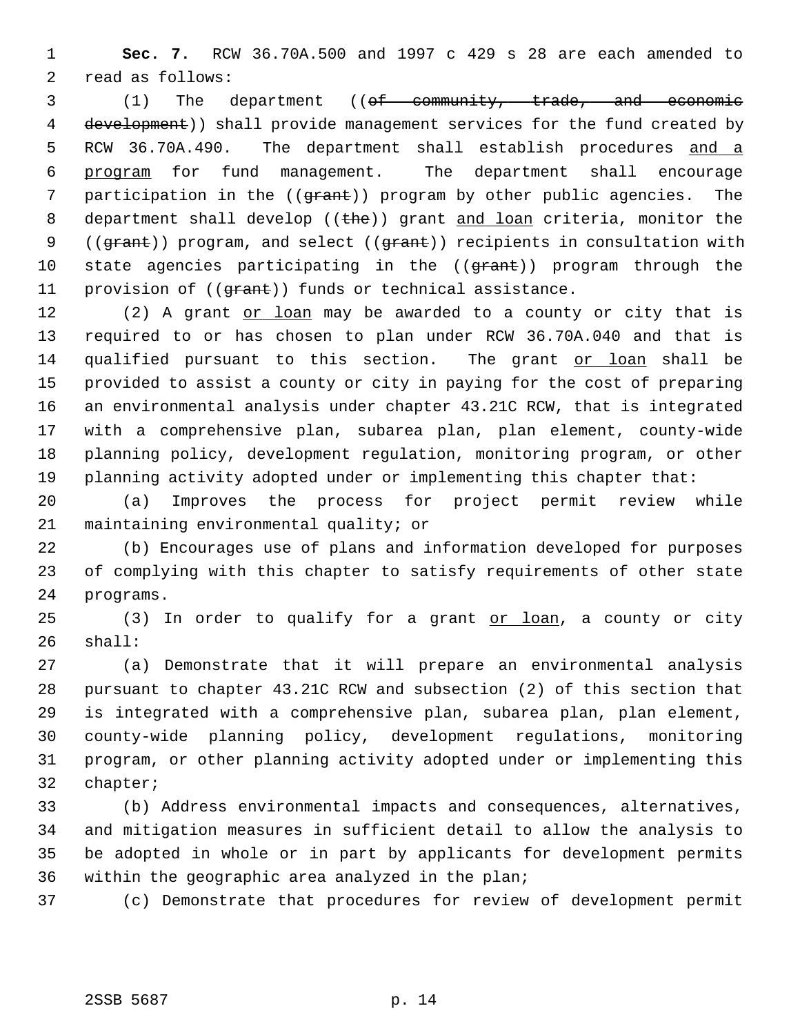**Sec. 7.** RCW 36.70A.500 and 1997 c 429 s 28 are each amended to read as follows:

(1) The department ((~~of community, trade, and economic development~~)) shall provide management services for the fund created by RCW 36.70A.490. The department shall establish procedures <u>and a program</u> for fund management. The department shall encourage participation in the ((~~grant~~)) program by other public agencies. The department shall develop ((~~the~~)) grant <u>and loan</u> criteria, monitor the ((~~grant~~)) program, and select ((~~grant~~)) recipients in consultation with state agencies participating in the ((~~grant~~)) program through the provision of ((~~grant~~)) funds or technical assistance.

(2) A grant <u>or loan</u> may be awarded to a county or city that is required to or has chosen to plan under RCW 36.70A.040 and that is qualified pursuant to this section. The grant <u>or loan</u> shall be provided to assist a county or city in paying for the cost of preparing an environmental analysis under chapter 43.21C RCW, that is integrated with a comprehensive plan, subarea plan, plan element, county-wide planning policy, development regulation, monitoring program, or other planning activity adopted under or implementing this chapter that:

(a) Improves the process for project permit review while maintaining environmental quality; or

(b) Encourages use of plans and information developed for purposes of complying with this chapter to satisfy requirements of other state programs.

(3) In order to qualify for a grant <u>or loan</u>, a county or city shall:

(a) Demonstrate that it will prepare an environmental analysis pursuant to chapter 43.21C RCW and subsection (2) of this section that is integrated with a comprehensive plan, subarea plan, plan element, county-wide planning policy, development regulations, monitoring program, or other planning activity adopted under or implementing this chapter;

(b) Address environmental impacts and consequences, alternatives, and mitigation measures in sufficient detail to allow the analysis to be adopted in whole or in part by applicants for development permits within the geographic area analyzed in the plan;

(c) Demonstrate that procedures for review of development permit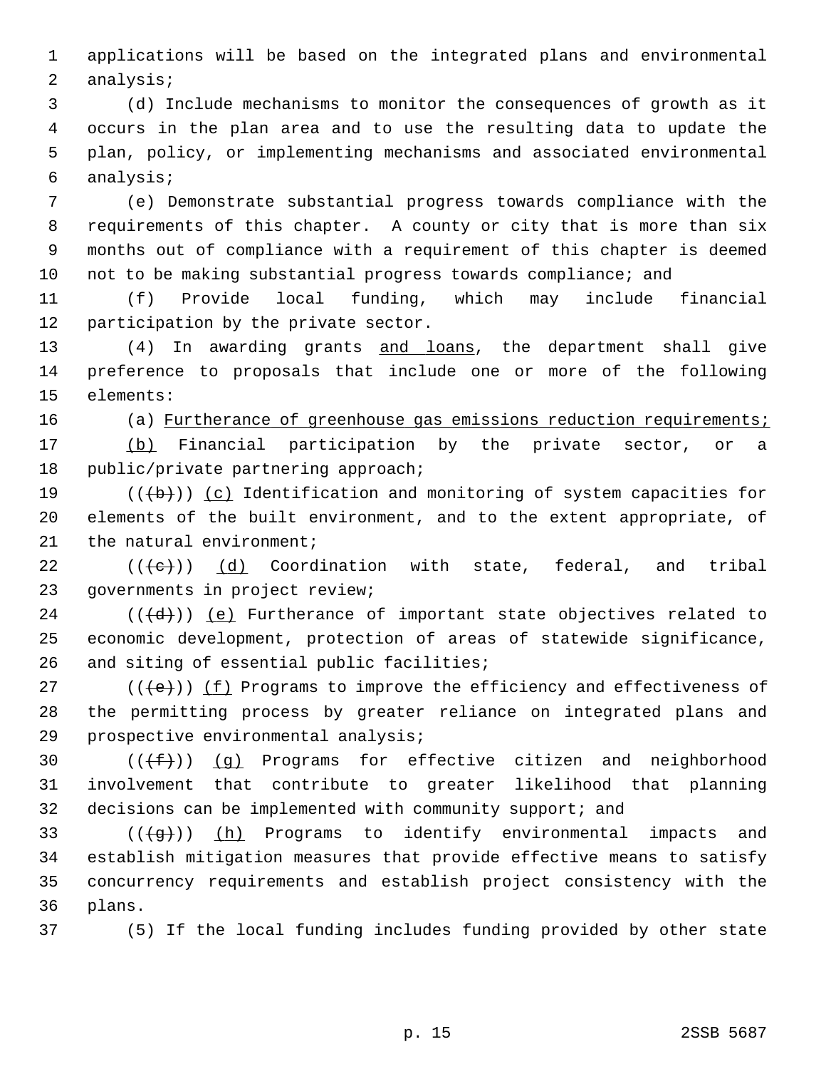applications will be based on the integrated plans and environmental analysis;

(d) Include mechanisms to monitor the consequences of growth as it occurs in the plan area and to use the resulting data to update the plan, policy, or implementing mechanisms and associated environmental analysis;

(e) Demonstrate substantial progress towards compliance with the requirements of this chapter. A county or city that is more than six months out of compliance with a requirement of this chapter is deemed not to be making substantial progress towards compliance; and

(f) Provide local funding, which may include financial participation by the private sector.

(4) In awarding grants and loans, the department shall give preference to proposals that include one or more of the following elements:

(a) Furtherance of greenhouse gas emissions reduction requirements;

(b) Financial participation by the private sector, or a public/private partnering approach;

((~~(b)~~)) (c) Identification and monitoring of system capacities for elements of the built environment, and to the extent appropriate, of the natural environment;

((~~(c)~~)) (d) Coordination with state, federal, and tribal governments in project review;

((~~(d)~~)) (e) Furtherance of important state objectives related to economic development, protection of areas of statewide significance, and siting of essential public facilities;

((~~(e)~~)) (f) Programs to improve the efficiency and effectiveness of the permitting process by greater reliance on integrated plans and prospective environmental analysis;

((~~(f)~~)) (g) Programs for effective citizen and neighborhood involvement that contribute to greater likelihood that planning decisions can be implemented with community support; and

((~~(g)~~)) (h) Programs to identify environmental impacts and establish mitigation measures that provide effective means to satisfy concurrency requirements and establish project consistency with the plans.

(5) If the local funding includes funding provided by other state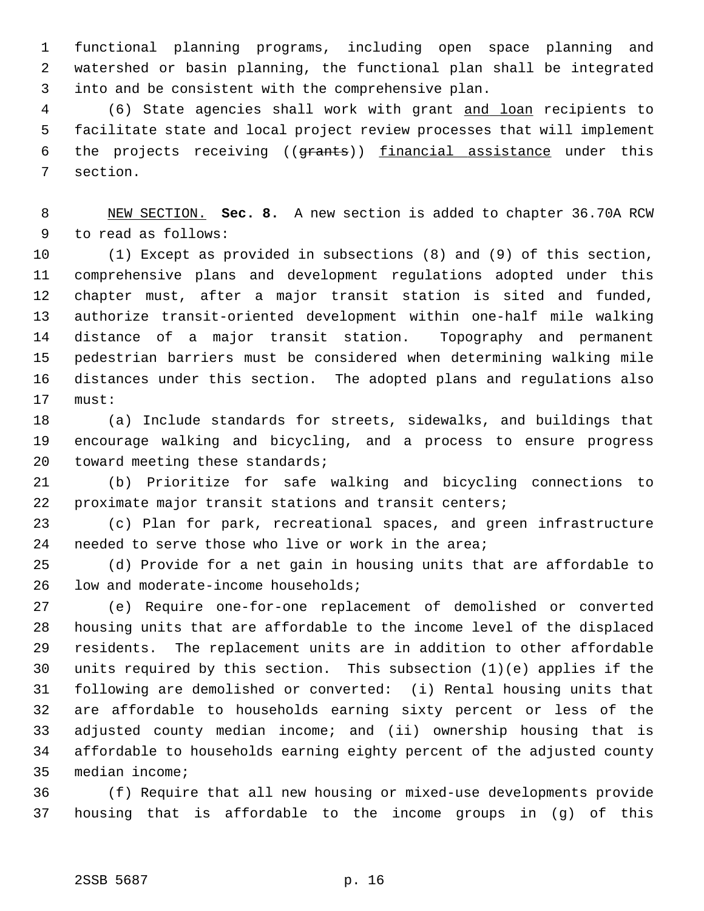functional planning programs, including open space planning and watershed or basin planning, the functional plan shall be integrated into and be consistent with the comprehensive plan.

(6) State agencies shall work with grant <u>and loan</u> recipients to facilitate state and local project review processes that will implement the projects receiving ((~~grants~~)) <u>financial assistance</u> under this section.

<u>NEW SECTION.</u> **Sec. 8.** A new section is added to chapter 36.70A RCW to read as follows:

(1) Except as provided in subsections (8) and (9) of this section, comprehensive plans and development regulations adopted under this chapter must, after a major transit station is sited and funded, authorize transit-oriented development within one-half mile walking distance of a major transit station. Topography and permanent pedestrian barriers must be considered when determining walking mile distances under this section. The adopted plans and regulations also must:

(a) Include standards for streets, sidewalks, and buildings that encourage walking and bicycling, and a process to ensure progress toward meeting these standards;

(b) Prioritize for safe walking and bicycling connections to proximate major transit stations and transit centers;

(c) Plan for park, recreational spaces, and green infrastructure needed to serve those who live or work in the area;

(d) Provide for a net gain in housing units that are affordable to low and moderate-income households;

(e) Require one-for-one replacement of demolished or converted housing units that are affordable to the income level of the displaced residents. The replacement units are in addition to other affordable units required by this section. This subsection (1)(e) applies if the following are demolished or converted: (i) Rental housing units that are affordable to households earning sixty percent or less of the adjusted county median income; and (ii) ownership housing that is affordable to households earning eighty percent of the adjusted county median income;

(f) Require that all new housing or mixed-use developments provide housing that is affordable to the income groups in (g) of this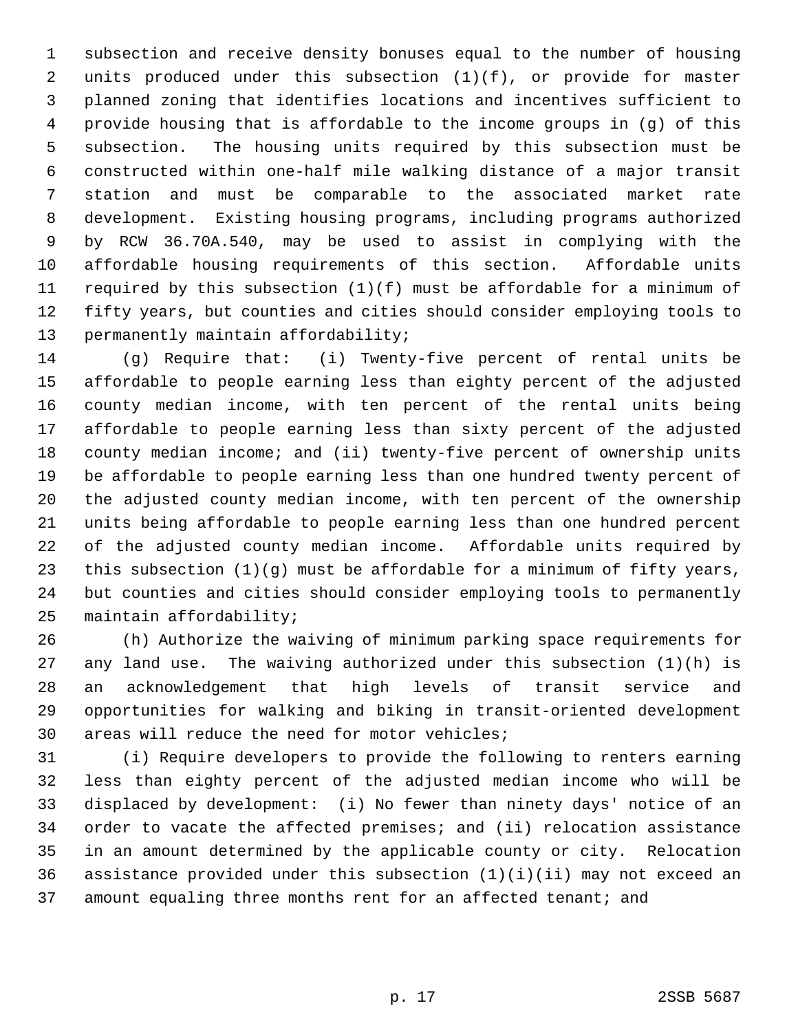subsection and receive density bonuses equal to the number of housing units produced under this subsection (1)(f), or provide for master planned zoning that identifies locations and incentives sufficient to provide housing that is affordable to the income groups in (g) of this subsection. The housing units required by this subsection must be constructed within one-half mile walking distance of a major transit station and must be comparable to the associated market rate development. Existing housing programs, including programs authorized by RCW 36.70A.540, may be used to assist in complying with the affordable housing requirements of this section. Affordable units required by this subsection (1)(f) must be affordable for a minimum of fifty years, but counties and cities should consider employing tools to permanently maintain affordability;

(g) Require that: (i) Twenty-five percent of rental units be affordable to people earning less than eighty percent of the adjusted county median income, with ten percent of the rental units being affordable to people earning less than sixty percent of the adjusted county median income; and (ii) twenty-five percent of ownership units be affordable to people earning less than one hundred twenty percent of the adjusted county median income, with ten percent of the ownership units being affordable to people earning less than one hundred percent of the adjusted county median income. Affordable units required by this subsection (1)(g) must be affordable for a minimum of fifty years, but counties and cities should consider employing tools to permanently maintain affordability;

(h) Authorize the waiving of minimum parking space requirements for any land use. The waiving authorized under this subsection (1)(h) is an acknowledgement that high levels of transit service and opportunities for walking and biking in transit-oriented development areas will reduce the need for motor vehicles;

(i) Require developers to provide the following to renters earning less than eighty percent of the adjusted median income who will be displaced by development: (i) No fewer than ninety days' notice of an order to vacate the affected premises; and (ii) relocation assistance in an amount determined by the applicable county or city. Relocation assistance provided under this subsection (1)(i)(ii) may not exceed an amount equaling three months rent for an affected tenant; and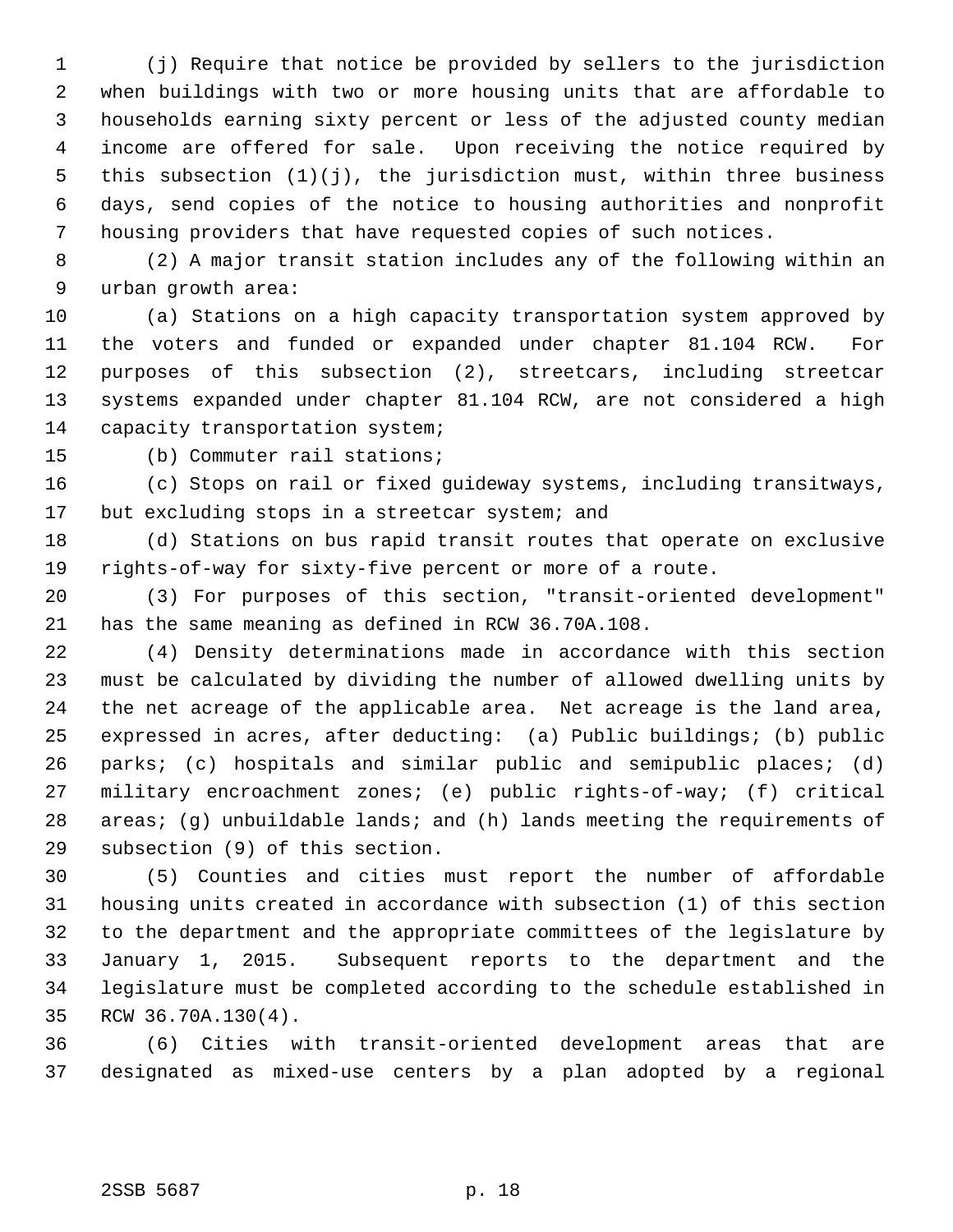(j) Require that notice be provided by sellers to the jurisdiction when buildings with two or more housing units that are affordable to households earning sixty percent or less of the adjusted county median income are offered for sale. Upon receiving the notice required by this subsection (1)(j), the jurisdiction must, within three business days, send copies of the notice to housing authorities and nonprofit housing providers that have requested copies of such notices.

(2) A major transit station includes any of the following within an urban growth area:

(a) Stations on a high capacity transportation system approved by the voters and funded or expanded under chapter 81.104 RCW. For purposes of this subsection (2), streetcars, including streetcar systems expanded under chapter 81.104 RCW, are not considered a high capacity transportation system;

(b) Commuter rail stations;

(c) Stops on rail or fixed guideway systems, including transitways, but excluding stops in a streetcar system; and

(d) Stations on bus rapid transit routes that operate on exclusive rights-of-way for sixty-five percent or more of a route.

(3) For purposes of this section, "transit-oriented development" has the same meaning as defined in RCW 36.70A.108.

(4) Density determinations made in accordance with this section must be calculated by dividing the number of allowed dwelling units by the net acreage of the applicable area. Net acreage is the land area, expressed in acres, after deducting: (a) Public buildings; (b) public parks; (c) hospitals and similar public and semipublic places; (d) military encroachment zones; (e) public rights-of-way; (f) critical areas; (g) unbuildable lands; and (h) lands meeting the requirements of subsection (9) of this section.

(5) Counties and cities must report the number of affordable housing units created in accordance with subsection (1) of this section to the department and the appropriate committees of the legislature by January 1, 2015. Subsequent reports to the department and the legislature must be completed according to the schedule established in RCW 36.70A.130(4).

(6) Cities with transit-oriented development areas that are designated as mixed-use centers by a plan adopted by a regional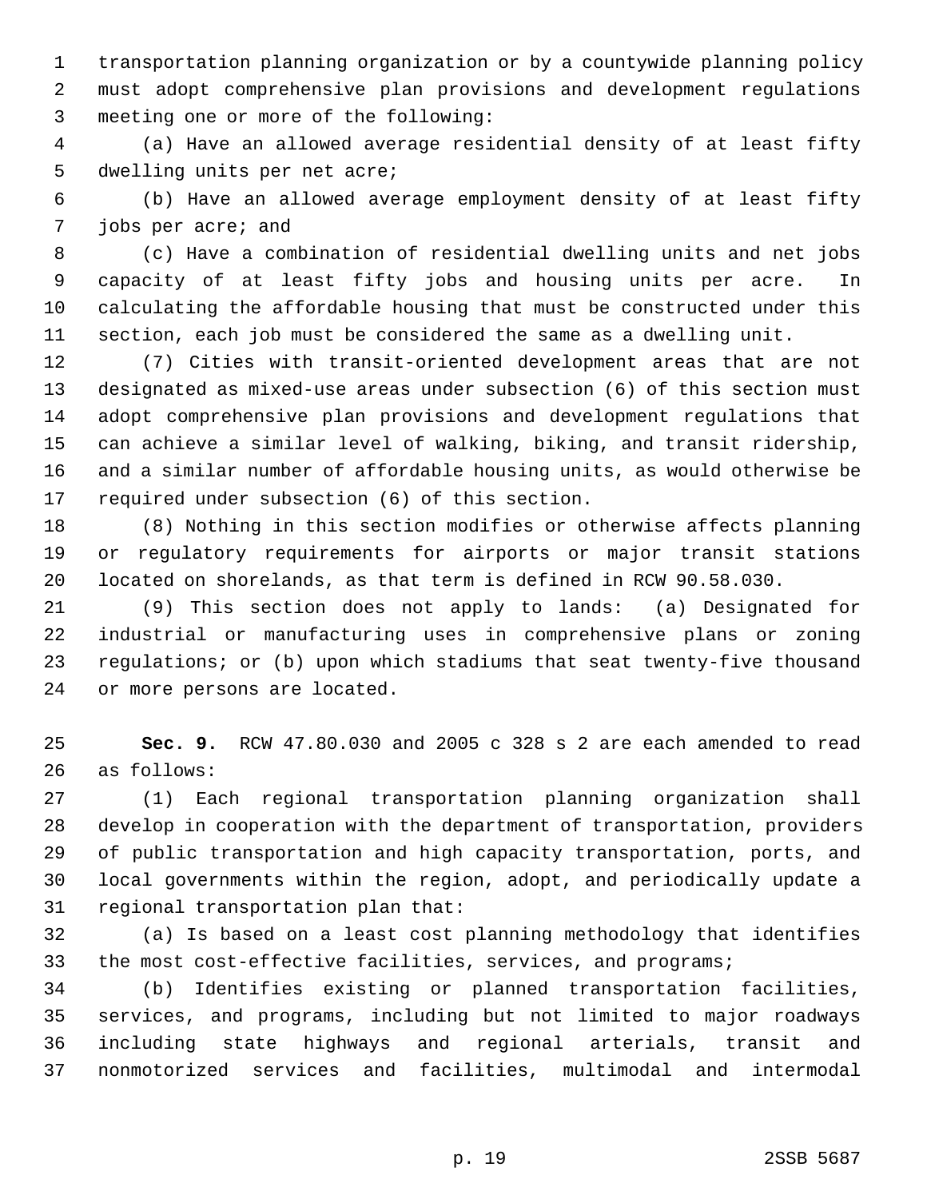transportation planning organization or by a countywide planning policy must adopt comprehensive plan provisions and development regulations meeting one or more of the following:

(a) Have an allowed average residential density of at least fifty dwelling units per net acre;

(b) Have an allowed average employment density of at least fifty jobs per acre; and

(c) Have a combination of residential dwelling units and net jobs capacity of at least fifty jobs and housing units per acre. In calculating the affordable housing that must be constructed under this section, each job must be considered the same as a dwelling unit.

(7) Cities with transit-oriented development areas that are not designated as mixed-use areas under subsection (6) of this section must adopt comprehensive plan provisions and development regulations that can achieve a similar level of walking, biking, and transit ridership, and a similar number of affordable housing units, as would otherwise be required under subsection (6) of this section.

(8) Nothing in this section modifies or otherwise affects planning or regulatory requirements for airports or major transit stations located on shorelands, as that term is defined in RCW 90.58.030.

(9) This section does not apply to lands: (a) Designated for industrial or manufacturing uses in comprehensive plans or zoning regulations; or (b) upon which stadiums that seat twenty-five thousand or more persons are located.

**Sec. 9.** RCW 47.80.030 and 2005 c 328 s 2 are each amended to read as follows:

(1) Each regional transportation planning organization shall develop in cooperation with the department of transportation, providers of public transportation and high capacity transportation, ports, and local governments within the region, adopt, and periodically update a regional transportation plan that:

(a) Is based on a least cost planning methodology that identifies the most cost-effective facilities, services, and programs;

(b) Identifies existing or planned transportation facilities, services, and programs, including but not limited to major roadways including state highways and regional arterials, transit and nonmotorized services and facilities, multimodal and intermodal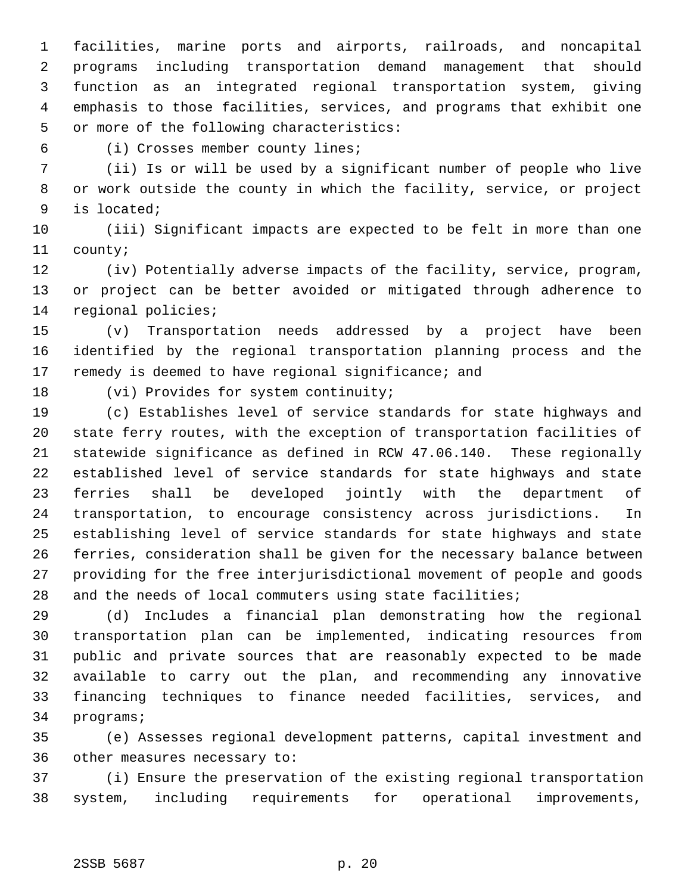facilities, marine ports and airports, railroads, and noncapital programs including transportation demand management that should function as an integrated regional transportation system, giving emphasis to those facilities, services, and programs that exhibit one or more of the following characteristics:

(i) Crosses member county lines;

(ii) Is or will be used by a significant number of people who live or work outside the county in which the facility, service, or project is located;

(iii) Significant impacts are expected to be felt in more than one county;

(iv) Potentially adverse impacts of the facility, service, program, or project can be better avoided or mitigated through adherence to regional policies;

(v) Transportation needs addressed by a project have been identified by the regional transportation planning process and the remedy is deemed to have regional significance; and

(vi) Provides for system continuity;

(c) Establishes level of service standards for state highways and state ferry routes, with the exception of transportation facilities of statewide significance as defined in RCW 47.06.140. These regionally established level of service standards for state highways and state ferries shall be developed jointly with the department of transportation, to encourage consistency across jurisdictions. In establishing level of service standards for state highways and state ferries, consideration shall be given for the necessary balance between providing for the free interjurisdictional movement of people and goods and the needs of local commuters using state facilities;

(d) Includes a financial plan demonstrating how the regional transportation plan can be implemented, indicating resources from public and private sources that are reasonably expected to be made available to carry out the plan, and recommending any innovative financing techniques to finance needed facilities, services, and programs;

(e) Assesses regional development patterns, capital investment and other measures necessary to:

(i) Ensure the preservation of the existing regional transportation system, including requirements for operational improvements,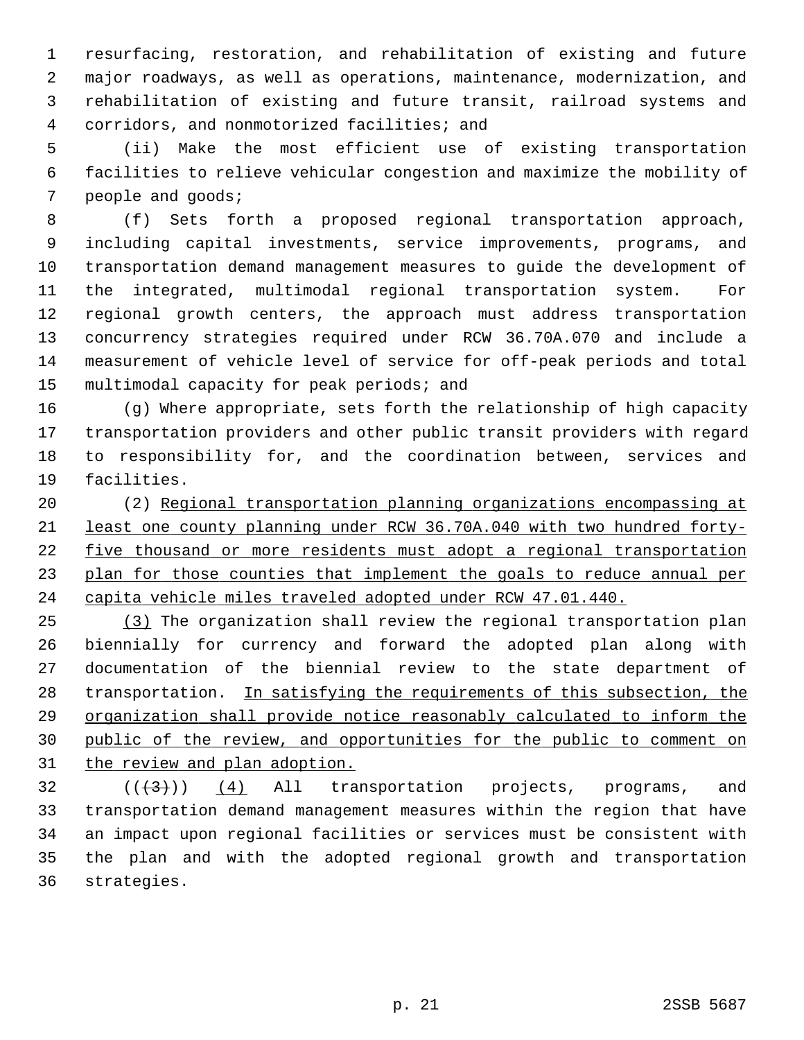resurfacing, restoration, and rehabilitation of existing and future major roadways, as well as operations, maintenance, modernization, and rehabilitation of existing and future transit, railroad systems and corridors, and nonmotorized facilities; and

(ii) Make the most efficient use of existing transportation facilities to relieve vehicular congestion and maximize the mobility of people and goods;

(f) Sets forth a proposed regional transportation approach, including capital investments, service improvements, programs, and transportation demand management measures to guide the development of the integrated, multimodal regional transportation system. For regional growth centers, the approach must address transportation concurrency strategies required under RCW 36.70A.070 and include a measurement of vehicle level of service for off-peak periods and total multimodal capacity for peak periods; and

(g) Where appropriate, sets forth the relationship of high capacity transportation providers and other public transit providers with regard to responsibility for, and the coordination between, services and facilities.

(2) <u>Regional transportation planning organizations encompassing at least one county planning under RCW 36.70A.040 with two hundred forty-five thousand or more residents must adopt a regional transportation plan for those counties that implement the goals to reduce annual per capita vehicle miles traveled adopted under RCW 47.01.440.</u>

<u>(3)</u> The organization shall review the regional transportation plan biennially for currency and forward the adopted plan along with documentation of the biennial review to the state department of transportation. <u>In satisfying the requirements of this subsection, the organization shall provide notice reasonably calculated to inform the public of the review, and opportunities for the public to comment on the review and plan adoption.</u>

((~~(3)~~)) <u>(4)</u> All transportation projects, programs, and transportation demand management measures within the region that have an impact upon regional facilities or services must be consistent with the plan and with the adopted regional growth and transportation strategies.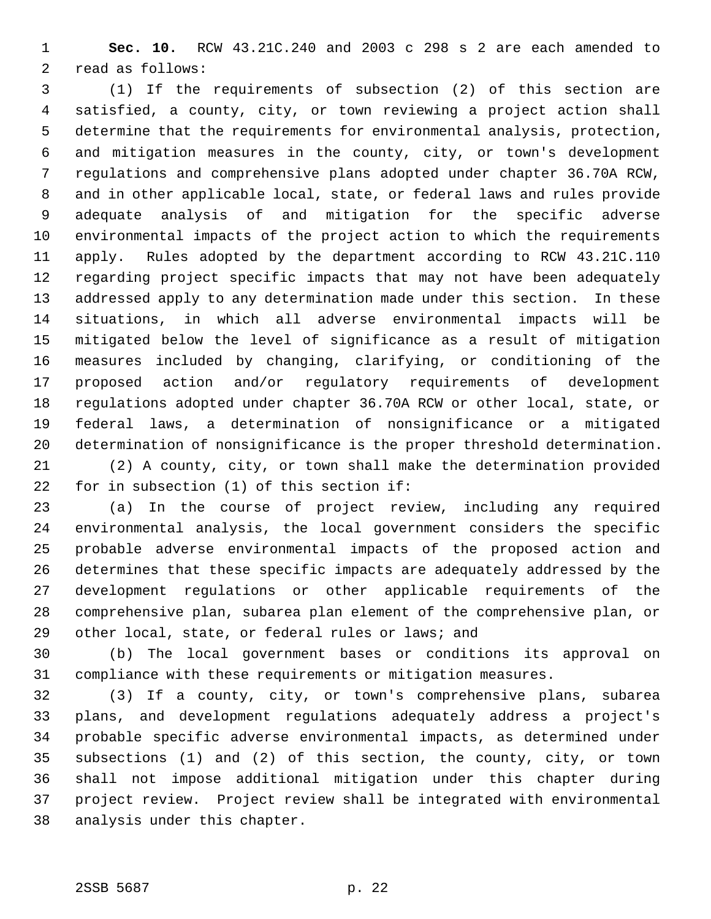**Sec. 10.** RCW 43.21C.240 and 2003 c 298 s 2 are each amended to read as follows:

(1) If the requirements of subsection (2) of this section are satisfied, a county, city, or town reviewing a project action shall determine that the requirements for environmental analysis, protection, and mitigation measures in the county, city, or town's development regulations and comprehensive plans adopted under chapter 36.70A RCW, and in other applicable local, state, or federal laws and rules provide adequate analysis of and mitigation for the specific adverse environmental impacts of the project action to which the requirements apply. Rules adopted by the department according to RCW 43.21C.110 regarding project specific impacts that may not have been adequately addressed apply to any determination made under this section. In these situations, in which all adverse environmental impacts will be mitigated below the level of significance as a result of mitigation measures included by changing, clarifying, or conditioning of the proposed action and/or regulatory requirements of development regulations adopted under chapter 36.70A RCW or other local, state, or federal laws, a determination of nonsignificance or a mitigated determination of nonsignificance is the proper threshold determination.

(2) A county, city, or town shall make the determination provided for in subsection (1) of this section if:

(a) In the course of project review, including any required environmental analysis, the local government considers the specific probable adverse environmental impacts of the proposed action and determines that these specific impacts are adequately addressed by the development regulations or other applicable requirements of the comprehensive plan, subarea plan element of the comprehensive plan, or other local, state, or federal rules or laws; and

(b) The local government bases or conditions its approval on compliance with these requirements or mitigation measures.

(3) If a county, city, or town's comprehensive plans, subarea plans, and development regulations adequately address a project's probable specific adverse environmental impacts, as determined under subsections (1) and (2) of this section, the county, city, or town shall not impose additional mitigation under this chapter during project review. Project review shall be integrated with environmental analysis under this chapter.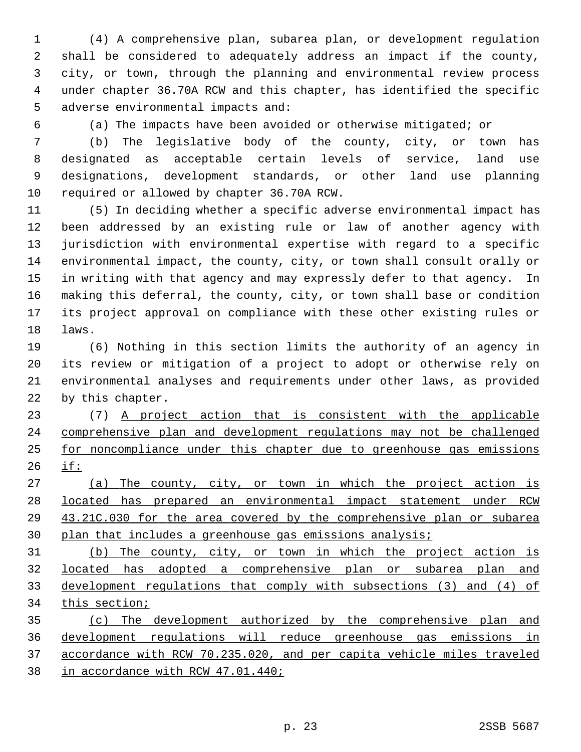(4) A comprehensive plan, subarea plan, or development regulation shall be considered to adequately address an impact if the county, city, or town, through the planning and environmental review process under chapter 36.70A RCW and this chapter, has identified the specific adverse environmental impacts and:

(a) The impacts have been avoided or otherwise mitigated; or

(b) The legislative body of the county, city, or town has designated as acceptable certain levels of service, land use designations, development standards, or other land use planning required or allowed by chapter 36.70A RCW.

(5) In deciding whether a specific adverse environmental impact has been addressed by an existing rule or law of another agency with jurisdiction with environmental expertise with regard to a specific environmental impact, the county, city, or town shall consult orally or in writing with that agency and may expressly defer to that agency. In making this deferral, the county, city, or town shall base or condition its project approval on compliance with these other existing rules or laws.

(6) Nothing in this section limits the authority of an agency in its review or mitigation of a project to adopt or otherwise rely on environmental analyses and requirements under other laws, as provided by this chapter.

(7) <u>A project action that is consistent with the applicable comprehensive plan and development regulations may not be challenged for noncompliance under this chapter due to greenhouse gas emissions if:</u>

<u>(a) The county, city, or town in which the project action is located has prepared an environmental impact statement under RCW 43.21C.030 for the area covered by the comprehensive plan or subarea plan that includes a greenhouse gas emissions analysis;</u>

<u>(b) The county, city, or town in which the project action is located has adopted a comprehensive plan or subarea plan and development regulations that comply with subsections (3) and (4) of this section;</u>

<u>(c) The development authorized by the comprehensive plan and development regulations will reduce greenhouse gas emissions in accordance with RCW 70.235.020, and per capita vehicle miles traveled in accordance with RCW 47.01.440;</u>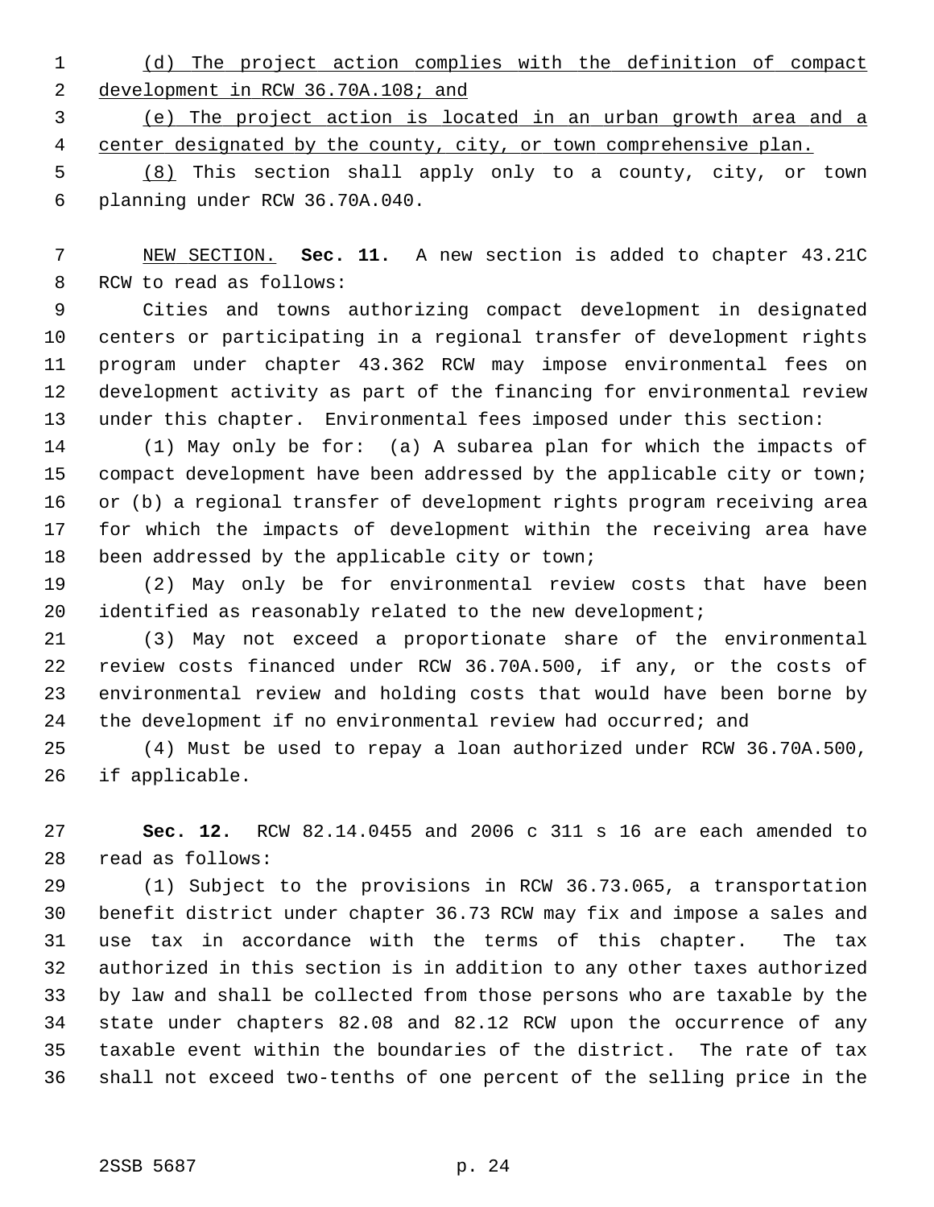(d) The project action complies with the definition of compact development in RCW 36.70A.108; and

(e) The project action is located in an urban growth area and a center designated by the county, city, or town comprehensive plan.

(8) This section shall apply only to a county, city, or town planning under RCW 36.70A.040.

NEW SECTION. **Sec. 11.** A new section is added to chapter 43.21C RCW to read as follows:

Cities and towns authorizing compact development in designated centers or participating in a regional transfer of development rights program under chapter 43.362 RCW may impose environmental fees on development activity as part of the financing for environmental review under this chapter. Environmental fees imposed under this section:

(1) May only be for: (a) A subarea plan for which the impacts of compact development have been addressed by the applicable city or town; or (b) a regional transfer of development rights program receiving area for which the impacts of development within the receiving area have been addressed by the applicable city or town;

(2) May only be for environmental review costs that have been identified as reasonably related to the new development;

(3) May not exceed a proportionate share of the environmental review costs financed under RCW 36.70A.500, if any, or the costs of environmental review and holding costs that would have been borne by the development if no environmental review had occurred; and

(4) Must be used to repay a loan authorized under RCW 36.70A.500, if applicable.

**Sec. 12.** RCW 82.14.0455 and 2006 c 311 s 16 are each amended to read as follows:

(1) Subject to the provisions in RCW 36.73.065, a transportation benefit district under chapter 36.73 RCW may fix and impose a sales and use tax in accordance with the terms of this chapter. The tax authorized in this section is in addition to any other taxes authorized by law and shall be collected from those persons who are taxable by the state under chapters 82.08 and 82.12 RCW upon the occurrence of any taxable event within the boundaries of the district. The rate of tax shall not exceed two-tenths of one percent of the selling price in the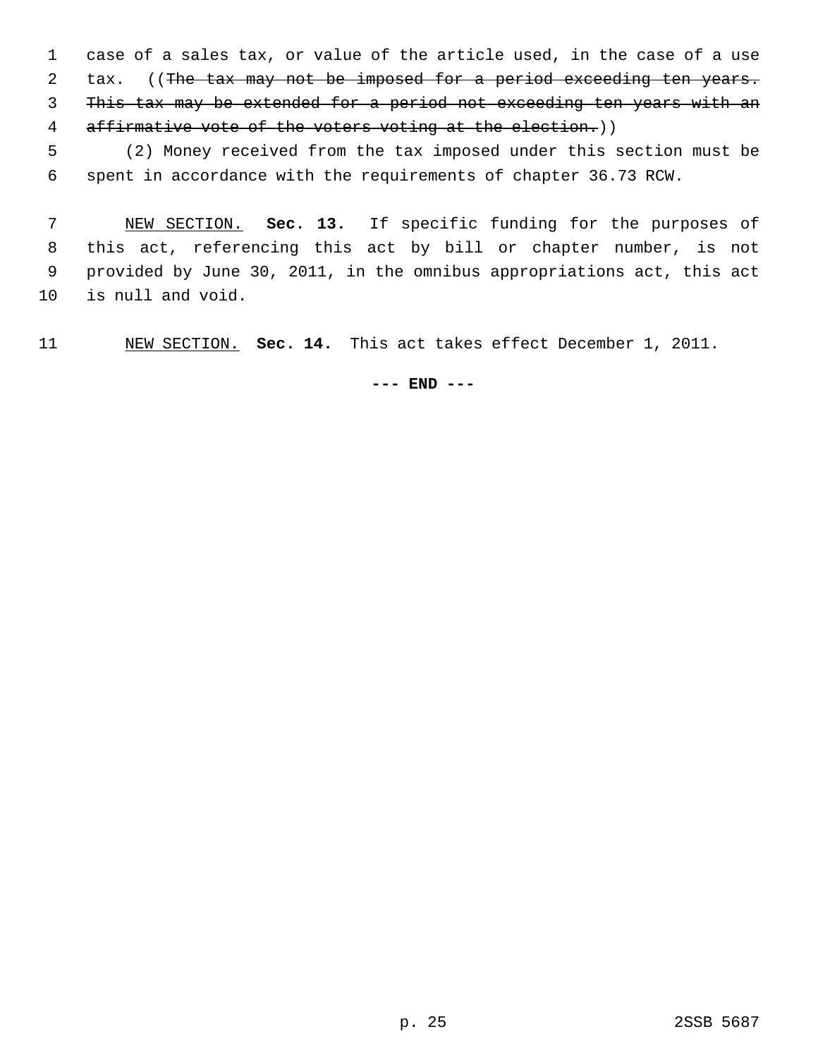case of a sales tax, or value of the article used, in the case of a use tax. ((~~The tax may not be imposed for a period exceeding ten years. This tax may be extended for a period not exceeding ten years with an affirmative vote of the voters voting at the election.~~))

(2) Money received from the tax imposed under this section must be spent in accordance with the requirements of chapter 36.73 RCW.

NEW SECTION. **Sec. 13.** If specific funding for the purposes of this act, referencing this act by bill or chapter number, is not provided by June 30, 2011, in the omnibus appropriations act, this act is null and void.

NEW SECTION. **Sec. 14.** This act takes effect December 1, 2011.

**--- END ---**